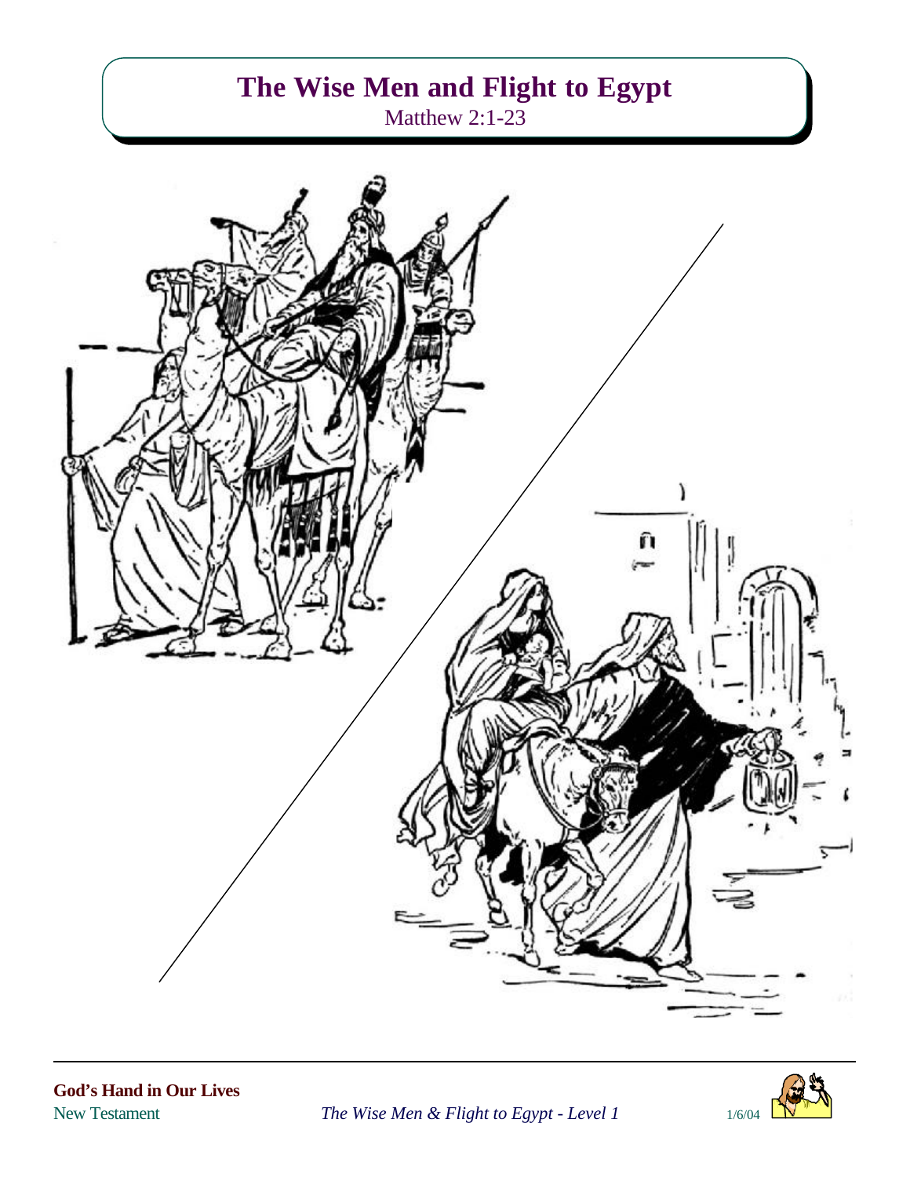# The Wise Men and Flight to Egypt

Matthew 2:1-23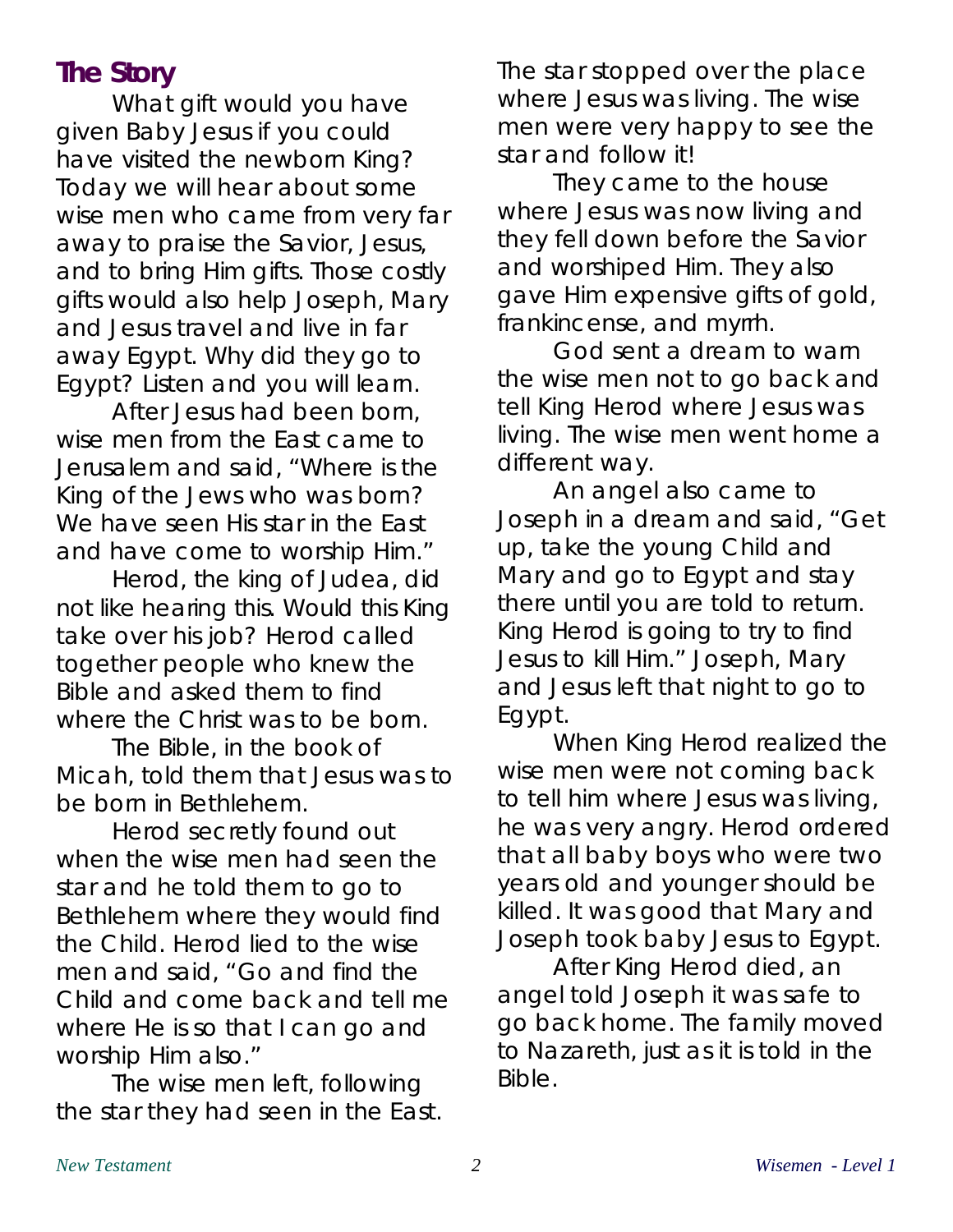## The Story

What gift would you have given Baby Jesus if you could have visited the newborn King? Today we will hear about some wise men who came from very far away to praise the Savior, Jesus, and to bring Him gifts. Those costly gifts would also help Joseph, Mary and Jesus travel and live in far away Egypt. Why did they go to Egypt? Listen and you will learn.

After Jesus had been born, wise men from the East came to Jerusalem and said, "Where is the King of the Jews who was born? We have seen His star in the East and have come to worship Him."

Herod, the king of Judea, did not like hearing this. Would this King take over his job? Herod called together people who knew the Bible and asked them to find where the Christ was to be born.

The Bible, in the book of Micah, told them that Jesus was to be born in Bethlehem.

Herod secretly found out when the wise men had seen the star and he told them to go to Bethlehem where they would find the Child. Herod lied to the wise men and said, "Go and find the Child and come back and tell me where He is so that I can go and worship Him also."

The wise men left, following the star they had seen in the East. The star stopped over the place where Jesus was living. The wise men were very happy to see the star and follow it!

They came to the house where Jesus was now living and they fell down before the Savior and worshiped Him. They also gave Him expensive gifts of gold, frankincense, and myrrh.

God sent a dream to warn the wise men not to go back and tell King Herod where Jesus was living. The wise men went home a different way.

An angel also came to Joseph in a dream and said, "Get up, take the young Child and Mary and go to Egypt and stay there until you are told to return. King Herod is going to try to find Jesus to kill Him." Joseph, Mary and Jesus left that night to go to Egypt.

When King Herod realized the wise men were not coming back to tell him where Jesus was living, he was very angry. Herod ordered that all baby boys who were two years old and younger should be killed. It was good that Mary and Joseph took baby Jesus to Egypt.

After King Herod died, an angel told Joseph it was safe to go back home. The family moved to Nazareth, just as it is told in the Bible.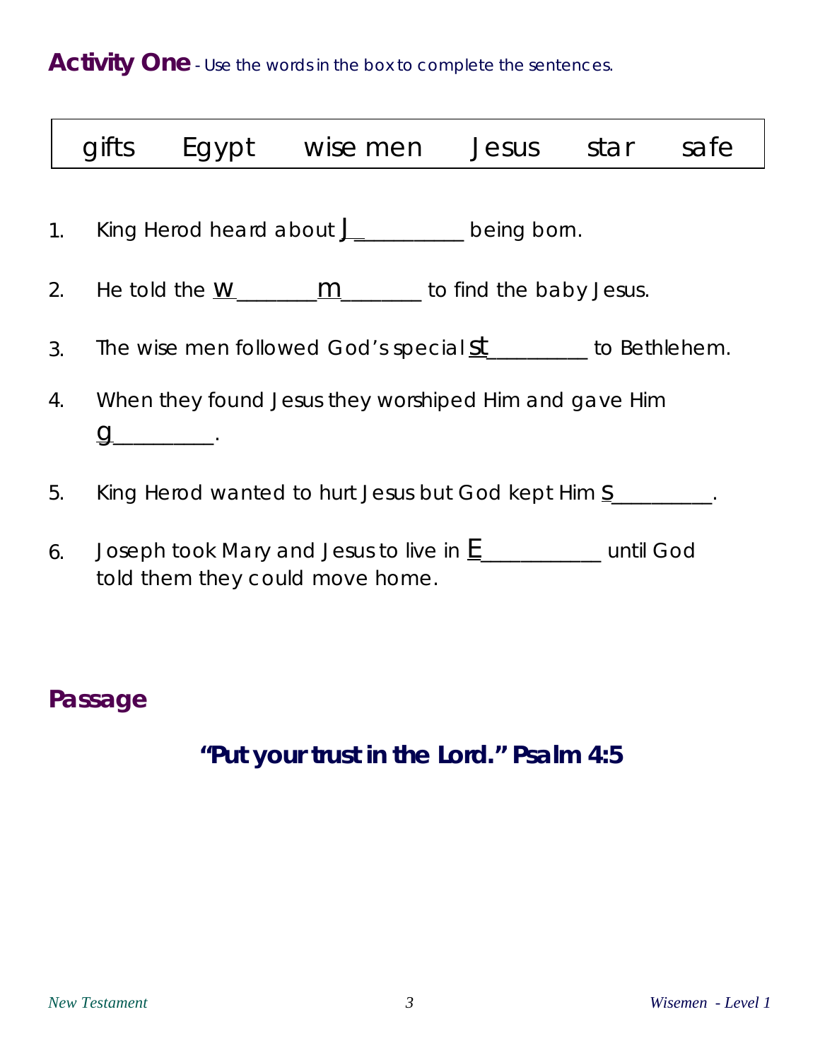**Activity One** - *Use the words in the box to complete the sentences.*

| gifts | Egypt | wise men | Jesus | star | safe |
|---|---|---|---|---|---|

1. King Herod heard about J___________ being born.
2. He told the w________m________ to find the baby Jesus.
3. The wise men followed God's special st__________ to Bethlehem.
4. When they found Jesus they worshiped Him and gave Him g__________.
5. King Herod wanted to hurt Jesus but God kept Him s__________.
6. Joseph took Mary and Jesus to live in E____________ until God told them they could move home.

## Passage

**"Put your trust in the Lord." Psalm 4:5**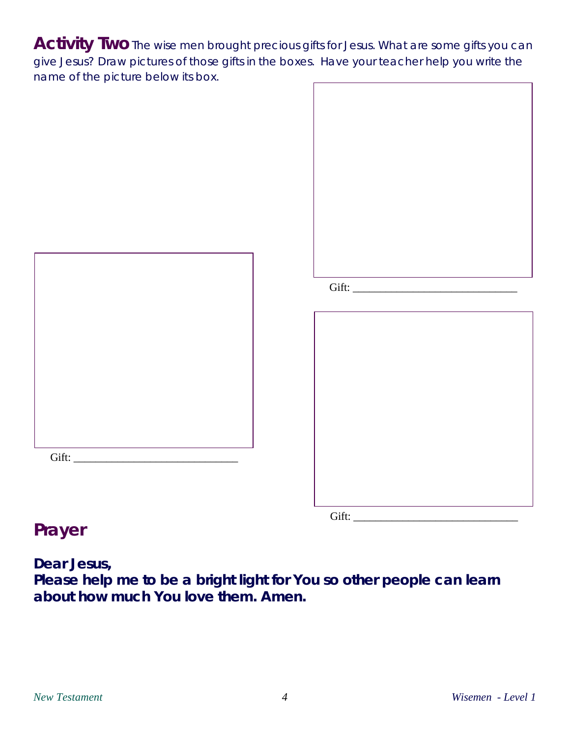**Activity Two** The wise men brought precious gifts for Jesus. What are some gifts you can give Jesus? Draw pictures of those gifts in the boxes. Have your teacher help you write the name of the picture below its box.

Gift: ______________________________

Gift: ______________________________

Gift: ______________________________

## Prayer

**Dear Jesus,**
**Please help me to be a bright light for You so other people can learn about how much You love them. Amen.**